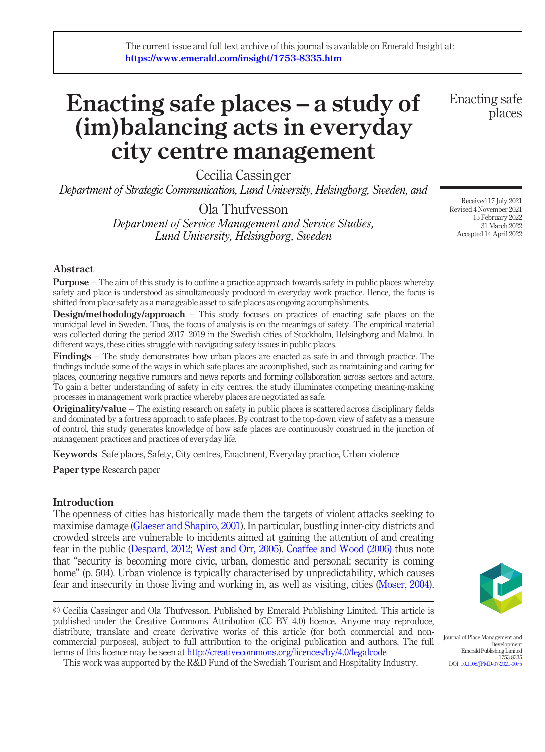The current issue and full text archive of this journal is available on Emerald Insight at: https://www.emerald.com/insight/1753-8335.htm

# Enacting safe places – a study of (im)balancing acts in everyday city centre management

Cecilia Cassinger

*Department of Strategic Communication, Lund University, Helsingborg, Sweden, and*

Ola Thufvesson

*Department of Service Management and Service Studies, Lund University, Helsingborg, Sweden*

Received 17 July 2021
Revised 4 November 2021
15 February 2022
31 March 2022
Accepted 14 April 2022

## Abstract

**Purpose** – The aim of this study is to outline a practice approach towards safety in public places whereby safety and place is understood as simultaneously produced in everyday work practice. Hence, the focus is shifted from place safety as a manageable asset to safe places as ongoing accomplishments.

**Design/methodology/approach** – This study focuses on practices of enacting safe places on the municipal level in Sweden. Thus, the focus of analysis is on the meanings of safety. The empirical material was collected during the period 2017–2019 in the Swedish cities of Stockholm, Helsingborg and Malmö. In different ways, these cities struggle with navigating safety issues in public places.

**Findings** – The study demonstrates how urban places are enacted as safe in and through practice. The findings include some of the ways in which safe places are accomplished, such as maintaining and caring for places, countering negative rumours and news reports and forming collaboration across sectors and actors. To gain a better understanding of safety in city centres, the study illuminates competing meaning-making processes in management work practice whereby places are negotiated as safe.

**Originality/value** – The existing research on safety in public places is scattered across disciplinary fields and dominated by a fortress approach to safe places. By contrast to the top-down view of safety as a measure of control, this study generates knowledge of how safe places are continuously construed in the junction of management practices and practices of everyday life.

**Keywords** Safe places, Safety, City centres, Enactment, Everyday practice, Urban violence

**Paper type** Research paper

## Introduction

The openness of cities has historically made them the targets of violent attacks seeking to maximise damage (Glaeser and Shapiro, 2001). In particular, bustling inner-city districts and crowded streets are vulnerable to incidents aimed at gaining the attention of and creating fear in the public (Despard, 2012; West and Orr, 2005). Coaffee and Wood (2006) thus note that "security is becoming more civic, urban, domestic and personal: security is coming home" (p. 504). Urban violence is typically characterised by unpredictability, which causes fear and insecurity in those living and working in, as well as visiting, cities (Moser, 2004).

---

© Cecilia Cassinger and Ola Thufvesson. Published by Emerald Publishing Limited. This article is published under the Creative Commons Attribution (CC BY 4.0) licence. Anyone may reproduce, distribute, translate and create derivative works of this article (for both commercial and non-commercial purposes), subject to full attribution to the original publication and authors. The full terms of this licence may be seen at http://creativecommons.org/licences/by/4.0/legalcode

This work was supported by the R&D Fund of the Swedish Tourism and Hospitality Industry.

Journal of Place Management and Development
Emerald Publishing Limited
1753-8335
DOI 10.1108/JPMD-07-2021-0075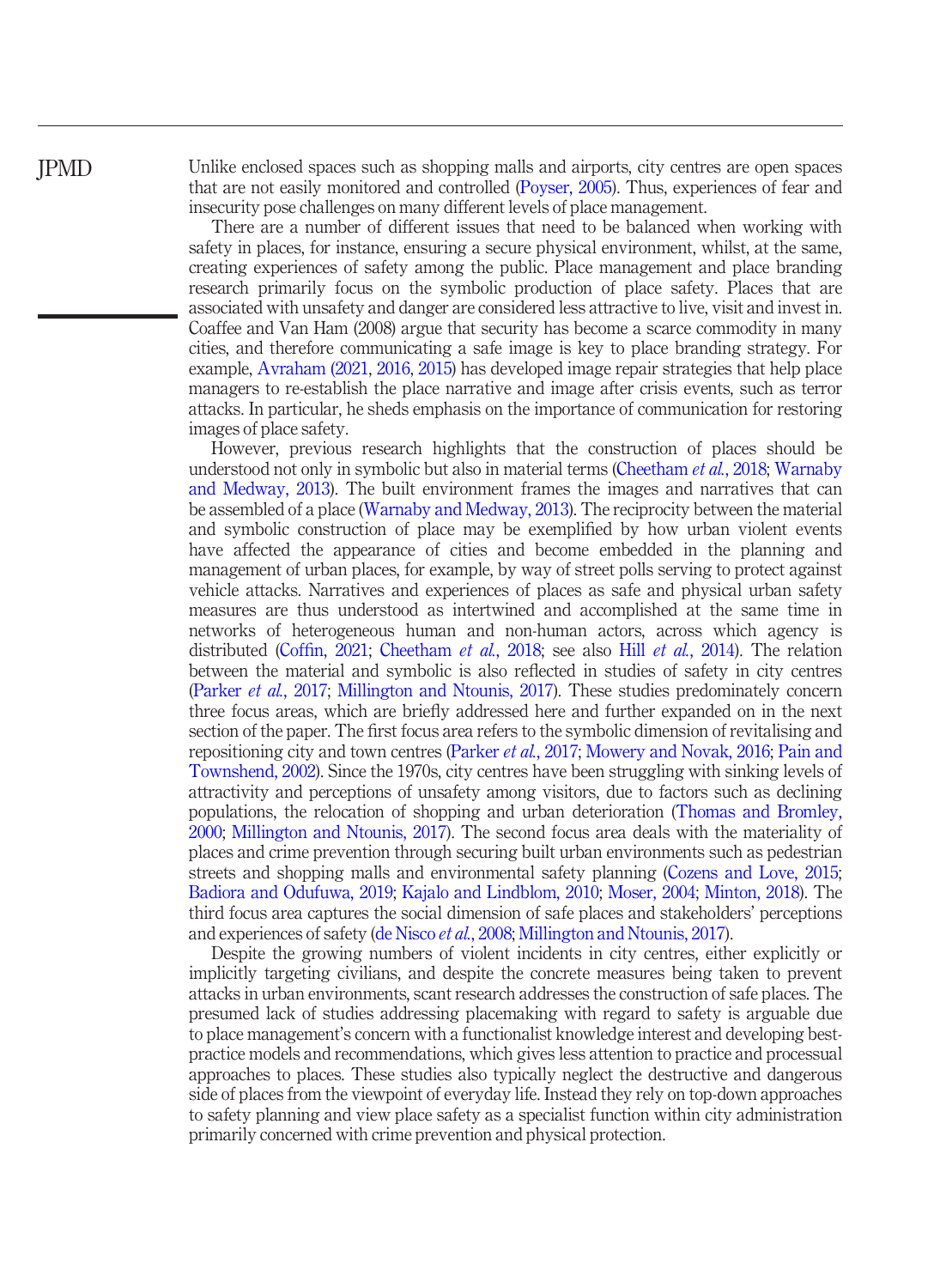Unlike enclosed spaces such as shopping malls and airports, city centres are open spaces that are not easily monitored and controlled (Poyser, 2005). Thus, experiences of fear and insecurity pose challenges on many different levels of place management.

There are a number of different issues that need to be balanced when working with safety in places, for instance, ensuring a secure physical environment, whilst, at the same, creating experiences of safety among the public. Place management and place branding research primarily focus on the symbolic production of place safety. Places that are associated with unsafety and danger are considered less attractive to live, visit and invest in. Coaffee and Van Ham (2008) argue that security has become a scarce commodity in many cities, and therefore communicating a safe image is key to place branding strategy. For example, Avraham (2021, 2016, 2015) has developed image repair strategies that help place managers to re-establish the place narrative and image after crisis events, such as terror attacks. In particular, he sheds emphasis on the importance of communication for restoring images of place safety.

However, previous research highlights that the construction of places should be understood not only in symbolic but also in material terms (Cheetham *et al.*, 2018; Warnaby and Medway, 2013). The built environment frames the images and narratives that can be assembled of a place (Warnaby and Medway, 2013). The reciprocity between the material and symbolic construction of place may be exemplified by how urban violent events have affected the appearance of cities and become embedded in the planning and management of urban places, for example, by way of street polls serving to protect against vehicle attacks. Narratives and experiences of places as safe and physical urban safety measures are thus understood as intertwined and accomplished at the same time in networks of heterogeneous human and non-human actors, across which agency is distributed (Coffin, 2021; Cheetham *et al.*, 2018; see also Hill *et al.*, 2014). The relation between the material and symbolic is also reflected in studies of safety in city centres (Parker *et al.*, 2017; Millington and Ntounis, 2017). These studies predominately concern three focus areas, which are briefly addressed here and further expanded on in the next section of the paper. The first focus area refers to the symbolic dimension of revitalising and repositioning city and town centres (Parker *et al.*, 2017; Mowery and Novak, 2016; Pain and Townshend, 2002). Since the 1970s, city centres have been struggling with sinking levels of attractivity and perceptions of unsafety among visitors, due to factors such as declining populations, the relocation of shopping and urban deterioration (Thomas and Bromley, 2000; Millington and Ntounis, 2017). The second focus area deals with the materiality of places and crime prevention through securing built urban environments such as pedestrian streets and shopping malls and environmental safety planning (Cozens and Love, 2015; Badiora and Odufuwa, 2019; Kajalo and Lindblom, 2010; Moser, 2004; Minton, 2018). The third focus area captures the social dimension of safe places and stakeholders' perceptions and experiences of safety (de Nisco *et al.*, 2008; Millington and Ntounis, 2017).

Despite the growing numbers of violent incidents in city centres, either explicitly or implicitly targeting civilians, and despite the concrete measures being taken to prevent attacks in urban environments, scant research addresses the construction of safe places. The presumed lack of studies addressing placemaking with regard to safety is arguable due to place management's concern with a functionalist knowledge interest and developing best-practice models and recommendations, which gives less attention to practice and processual approaches to places. These studies also typically neglect the destructive and dangerous side of places from the viewpoint of everyday life. Instead they rely on top-down approaches to safety planning and view place safety as a specialist function within city administration primarily concerned with crime prevention and physical protection.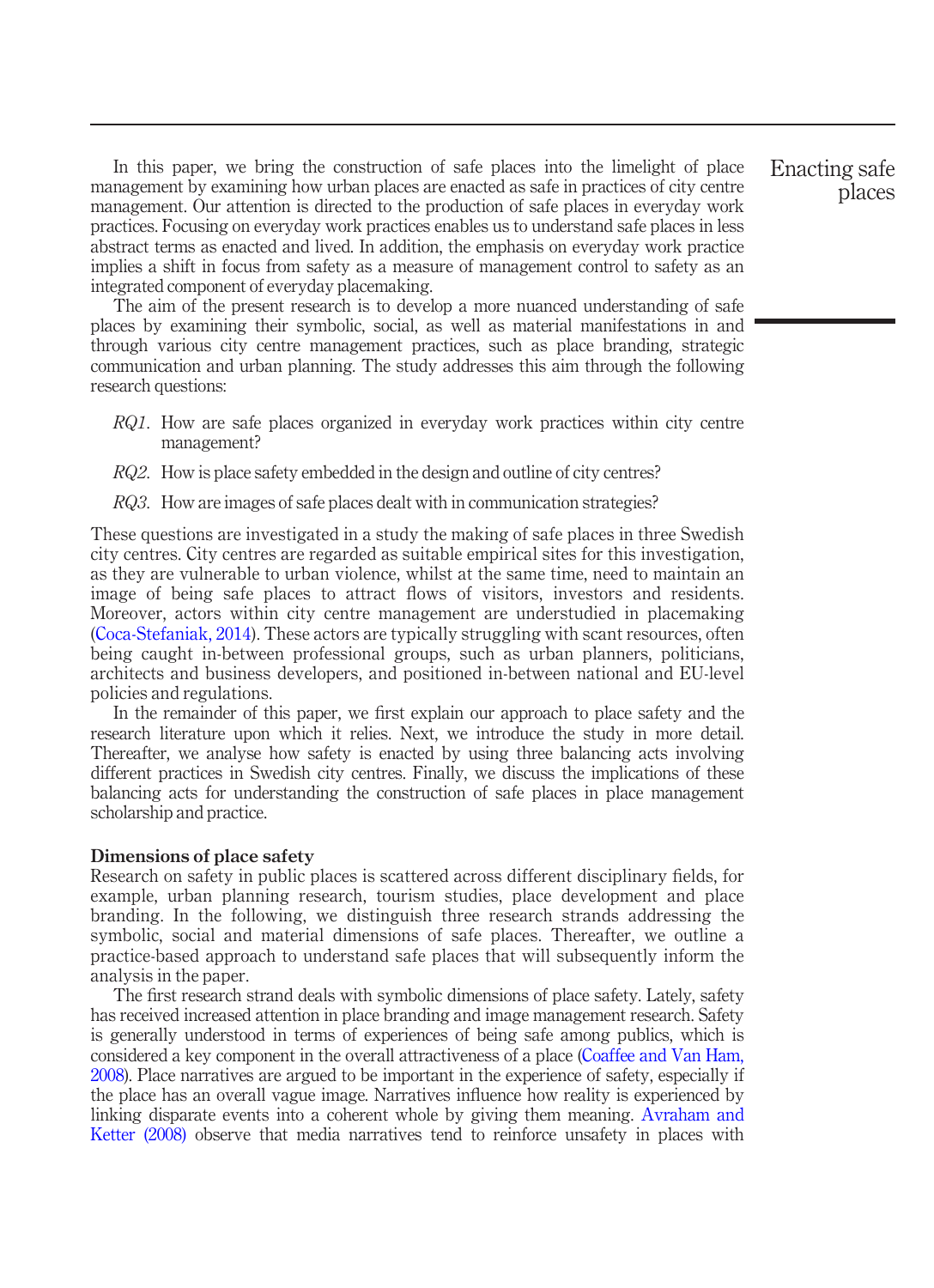In this paper, we bring the construction of safe places into the limelight of place management by examining how urban places are enacted as safe in practices of city centre management. Our attention is directed to the production of safe places in everyday work practices. Focusing on everyday work practices enables us to understand safe places in less abstract terms as enacted and lived. In addition, the emphasis on everyday work practice implies a shift in focus from safety as a measure of management control to safety as an integrated component of everyday placemaking.

The aim of the present research is to develop a more nuanced understanding of safe places by examining their symbolic, social, as well as material manifestations in and through various city centre management practices, such as place branding, strategic communication and urban planning. The study addresses this aim through the following research questions:

*RQ1*. How are safe places organized in everyday work practices within city centre management?

*RQ2*. How is place safety embedded in the design and outline of city centres?

*RQ3*. How are images of safe places dealt with in communication strategies?

These questions are investigated in a study the making of safe places in three Swedish city centres. City centres are regarded as suitable empirical sites for this investigation, as they are vulnerable to urban violence, whilst at the same time, need to maintain an image of being safe places to attract flows of visitors, investors and residents. Moreover, actors within city centre management are understudied in placemaking (Coca-Stefaniak, 2014). These actors are typically struggling with scant resources, often being caught in-between professional groups, such as urban planners, politicians, architects and business developers, and positioned in-between national and EU-level policies and regulations.

In the remainder of this paper, we first explain our approach to place safety and the research literature upon which it relies. Next, we introduce the study in more detail. Thereafter, we analyse how safety is enacted by using three balancing acts involving different practices in Swedish city centres. Finally, we discuss the implications of these balancing acts for understanding the construction of safe places in place management scholarship and practice.

## Dimensions of place safety

Research on safety in public places is scattered across different disciplinary fields, for example, urban planning research, tourism studies, place development and place branding. In the following, we distinguish three research strands addressing the symbolic, social and material dimensions of safe places. Thereafter, we outline a practice-based approach to understand safe places that will subsequently inform the analysis in the paper.

The first research strand deals with symbolic dimensions of place safety. Lately, safety has received increased attention in place branding and image management research. Safety is generally understood in terms of experiences of being safe among publics, which is considered a key component in the overall attractiveness of a place (Coaffee and Van Ham, 2008). Place narratives are argued to be important in the experience of safety, especially if the place has an overall vague image. Narratives influence how reality is experienced by linking disparate events into a coherent whole by giving them meaning. Avraham and Ketter (2008) observe that media narratives tend to reinforce unsafety in places with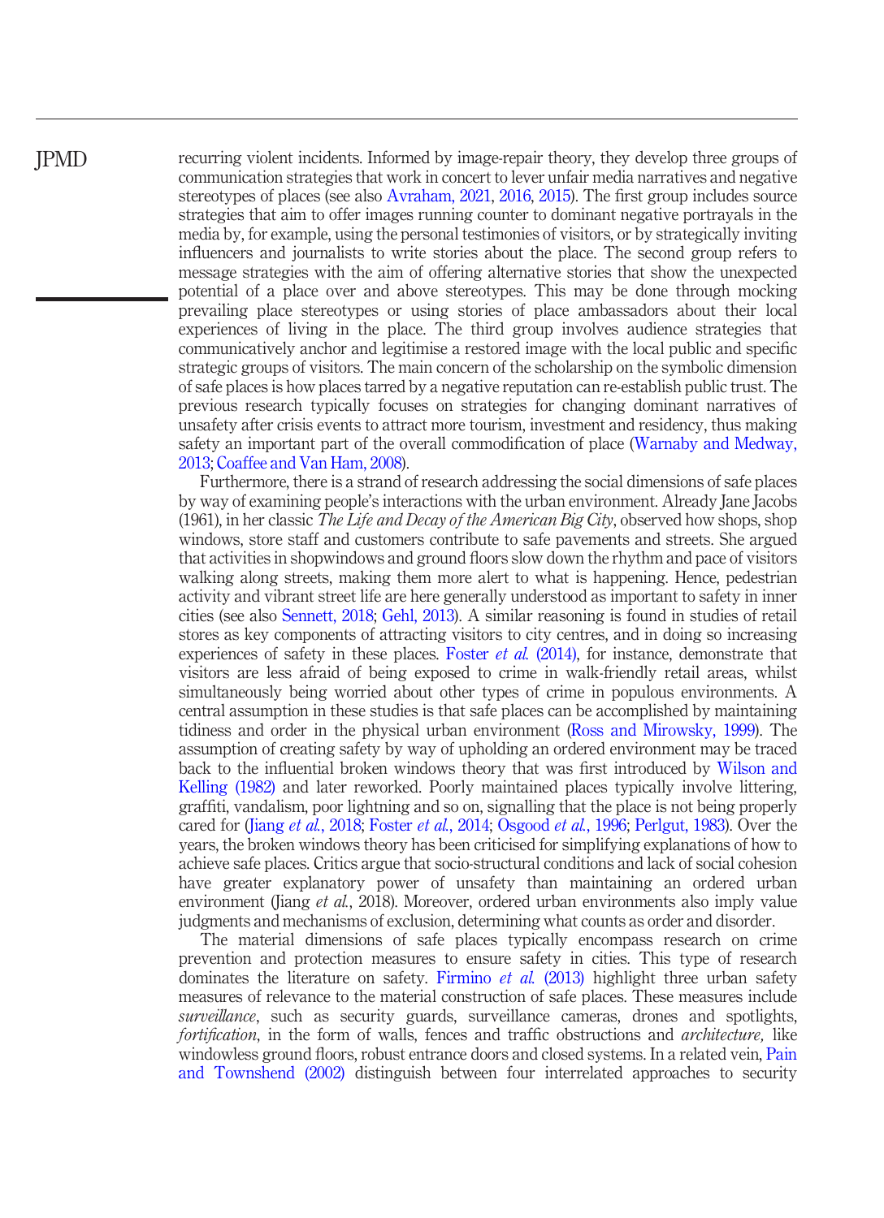recurring violent incidents. Informed by image-repair theory, they develop three groups of communication strategies that work in concert to lever unfair media narratives and negative stereotypes of places (see also Avraham, 2021, 2016, 2015). The first group includes source strategies that aim to offer images running counter to dominant negative portrayals in the media by, for example, using the personal testimonies of visitors, or by strategically inviting influencers and journalists to write stories about the place. The second group refers to message strategies with the aim of offering alternative stories that show the unexpected potential of a place over and above stereotypes. This may be done through mocking prevailing place stereotypes or using stories of place ambassadors about their local experiences of living in the place. The third group involves audience strategies that communicatively anchor and legitimise a restored image with the local public and specific strategic groups of visitors. The main concern of the scholarship on the symbolic dimension of safe places is how places tarred by a negative reputation can re-establish public trust. The previous research typically focuses on strategies for changing dominant narratives of unsafety after crisis events to attract more tourism, investment and residency, thus making safety an important part of the overall commodification of place (Warnaby and Medway, 2013; Coaffee and Van Ham, 2008).

Furthermore, there is a strand of research addressing the social dimensions of safe places by way of examining people's interactions with the urban environment. Already Jane Jacobs (1961), in her classic *The Life and Decay of the American Big City*, observed how shops, shop windows, store staff and customers contribute to safe pavements and streets. She argued that activities in shopwindows and ground floors slow down the rhythm and pace of visitors walking along streets, making them more alert to what is happening. Hence, pedestrian activity and vibrant street life are here generally understood as important to safety in inner cities (see also Sennett, 2018; Gehl, 2013). A similar reasoning is found in studies of retail stores as key components of attracting visitors to city centres, and in doing so increasing experiences of safety in these places. Foster *et al.* (2014), for instance, demonstrate that visitors are less afraid of being exposed to crime in walk-friendly retail areas, whilst simultaneously being worried about other types of crime in populous environments. A central assumption in these studies is that safe places can be accomplished by maintaining tidiness and order in the physical urban environment (Ross and Mirowsky, 1999). The assumption of creating safety by way of upholding an ordered environment may be traced back to the influential broken windows theory that was first introduced by Wilson and Kelling (1982) and later reworked. Poorly maintained places typically involve littering, graffiti, vandalism, poor lightning and so on, signalling that the place is not being properly cared for (Jiang *et al.*, 2018; Foster *et al.*, 2014; Osgood *et al.*, 1996; Perlgut, 1983). Over the years, the broken windows theory has been criticised for simplifying explanations of how to achieve safe places. Critics argue that socio-structural conditions and lack of social cohesion have greater explanatory power of unsafety than maintaining an ordered urban environment (Jiang *et al.*, 2018). Moreover, ordered urban environments also imply value judgments and mechanisms of exclusion, determining what counts as order and disorder.

The material dimensions of safe places typically encompass research on crime prevention and protection measures to ensure safety in cities. This type of research dominates the literature on safety. Firmino *et al.* (2013) highlight three urban safety measures of relevance to the material construction of safe places. These measures include *surveillance*, such as security guards, surveillance cameras, drones and spotlights, *fortification*, in the form of walls, fences and traffic obstructions and *architecture,* like windowless ground floors, robust entrance doors and closed systems. In a related vein, Pain and Townshend (2002) distinguish between four interrelated approaches to security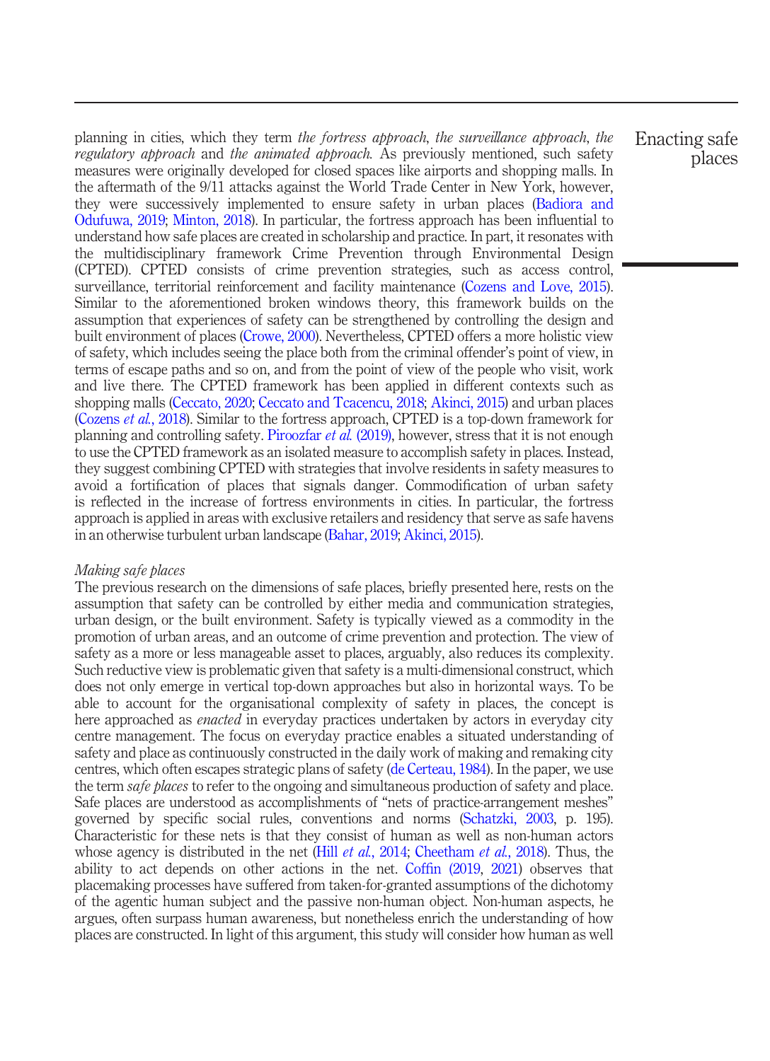planning in cities, which they term *the fortress approach*, *the surveillance approach*, *the regulatory approach* and *the animated approach*. As previously mentioned, such safety measures were originally developed for closed spaces like airports and shopping malls. In the aftermath of the 9/11 attacks against the World Trade Center in New York, however, they were successively implemented to ensure safety in urban places (Badiora and Odufuwa, 2019; Minton, 2018). In particular, the fortress approach has been influential to understand how safe places are created in scholarship and practice. In part, it resonates with the multidisciplinary framework Crime Prevention through Environmental Design (CPTED). CPTED consists of crime prevention strategies, such as access control, surveillance, territorial reinforcement and facility maintenance (Cozens and Love, 2015). Similar to the aforementioned broken windows theory, this framework builds on the assumption that experiences of safety can be strengthened by controlling the design and built environment of places (Crowe, 2000). Nevertheless, CPTED offers a more holistic view of safety, which includes seeing the place both from the criminal offender's point of view, in terms of escape paths and so on, and from the point of view of the people who visit, work and live there. The CPTED framework has been applied in different contexts such as shopping malls (Ceccato, 2020; Ceccato and Tcacencu, 2018; Akinci, 2015) and urban places (Cozens *et al.*, 2018). Similar to the fortress approach, CPTED is a top-down framework for planning and controlling safety. Piroozfar *et al.* (2019), however, stress that it is not enough to use the CPTED framework as an isolated measure to accomplish safety in places. Instead, they suggest combining CPTED with strategies that involve residents in safety measures to avoid a fortification of places that signals danger. Commodification of urban safety is reflected in the increase of fortress environments in cities. In particular, the fortress approach is applied in areas with exclusive retailers and residency that serve as safe havens in an otherwise turbulent urban landscape (Bahar, 2019; Akinci, 2015).

### *Making safe places*

The previous research on the dimensions of safe places, briefly presented here, rests on the assumption that safety can be controlled by either media and communication strategies, urban design, or the built environment. Safety is typically viewed as a commodity in the promotion of urban areas, and an outcome of crime prevention and protection. The view of safety as a more or less manageable asset to places, arguably, also reduces its complexity. Such reductive view is problematic given that safety is a multi-dimensional construct, which does not only emerge in vertical top-down approaches but also in horizontal ways. To be able to account for the organisational complexity of safety in places, the concept is here approached as *enacted* in everyday practices undertaken by actors in everyday city centre management. The focus on everyday practice enables a situated understanding of safety and place as continuously constructed in the daily work of making and remaking city centres, which often escapes strategic plans of safety (de Certeau, 1984). In the paper, we use the term *safe places* to refer to the ongoing and simultaneous production of safety and place. Safe places are understood as accomplishments of "nets of practice-arrangement meshes" governed by specific social rules, conventions and norms (Schatzki, 2003, p. 195). Characteristic for these nets is that they consist of human as well as non-human actors whose agency is distributed in the net (Hill *et al.*, 2014; Cheetham *et al.*, 2018). Thus, the ability to act depends on other actions in the net. Coffin (2019, 2021) observes that placemaking processes have suffered from taken-for-granted assumptions of the dichotomy of the agentic human subject and the passive non-human object. Non-human aspects, he argues, often surpass human awareness, but nonetheless enrich the understanding of how places are constructed. In light of this argument, this study will consider how human as well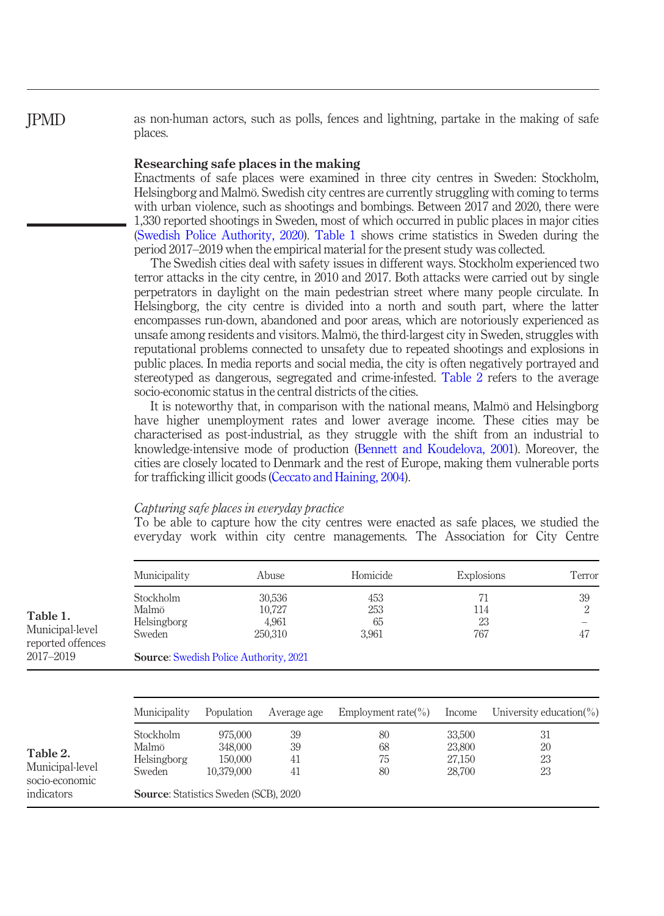as non-human actors, such as polls, fences and lightning, partake in the making of safe places.

## Researching safe places in the making

Enactments of safe places were examined in three city centres in Sweden: Stockholm, Helsingborg and Malmö. Swedish city centres are currently struggling with coming to terms with urban violence, such as shootings and bombings. Between 2017 and 2020, there were 1,330 reported shootings in Sweden, most of which occurred in public places in major cities (Swedish Police Authority, 2020). Table 1 shows crime statistics in Sweden during the period 2017–2019 when the empirical material for the present study was collected.

The Swedish cities deal with safety issues in different ways. Stockholm experienced two terror attacks in the city centre, in 2010 and 2017. Both attacks were carried out by single perpetrators in daylight on the main pedestrian street where many people circulate. In Helsingborg, the city centre is divided into a north and south part, where the latter encompasses run-down, abandoned and poor areas, which are notoriously experienced as unsafe among residents and visitors. Malmö, the third-largest city in Sweden, struggles with reputational problems connected to unsafety due to repeated shootings and explosions in public places. In media reports and social media, the city is often negatively portrayed and stereotyped as dangerous, segregated and crime-infested. Table 2 refers to the average socio-economic status in the central districts of the cities.

It is noteworthy that, in comparison with the national means, Malmö and Helsingborg have higher unemployment rates and lower average income. These cities may be characterised as post-industrial, as they struggle with the shift from an industrial to knowledge-intensive mode of production (Bennett and Koudelova, 2001). Moreover, the cities are closely located to Denmark and the rest of Europe, making them vulnerable ports for trafficking illicit goods (Ceccato and Haining, 2004).

### *Capturing safe places in everyday practice*

To be able to capture how the city centres were enacted as safe places, we studied the everyday work within city centre managements. The Association for City Centre

**Table 1.** Municipal-level reported offences 2017–2019

| Municipality | Abuse | Homicide | Explosions | Terror |
|---|---|---|---|---|
| Stockholm | 30,536 | 453 | 71 | 39 |
| Malmö | 10,727 | 253 | 114 | 2 |
| Helsingborg | 4,961 | 65 | 23 | – |
| Sweden | 250,310 | 3,961 | 767 | 47 |

**Source**: Swedish Police Authority, 2021

**Table 2.** Municipal-level socio-economic indicators

| Municipality | Population | Average age | Employment rate(%) | Income | University education(%) |
|---|---|---|---|---|---|
| Stockholm | 975,000 | 39 | 80 | 33,500 | 31 |
| Malmö | 348,000 | 39 | 68 | 23,800 | 20 |
| Helsingborg | 150,000 | 41 | 75 | 27,150 | 23 |
| Sweden | 10,379,000 | 41 | 80 | 28,700 | 23 |

**Source**: Statistics Sweden (SCB), 2020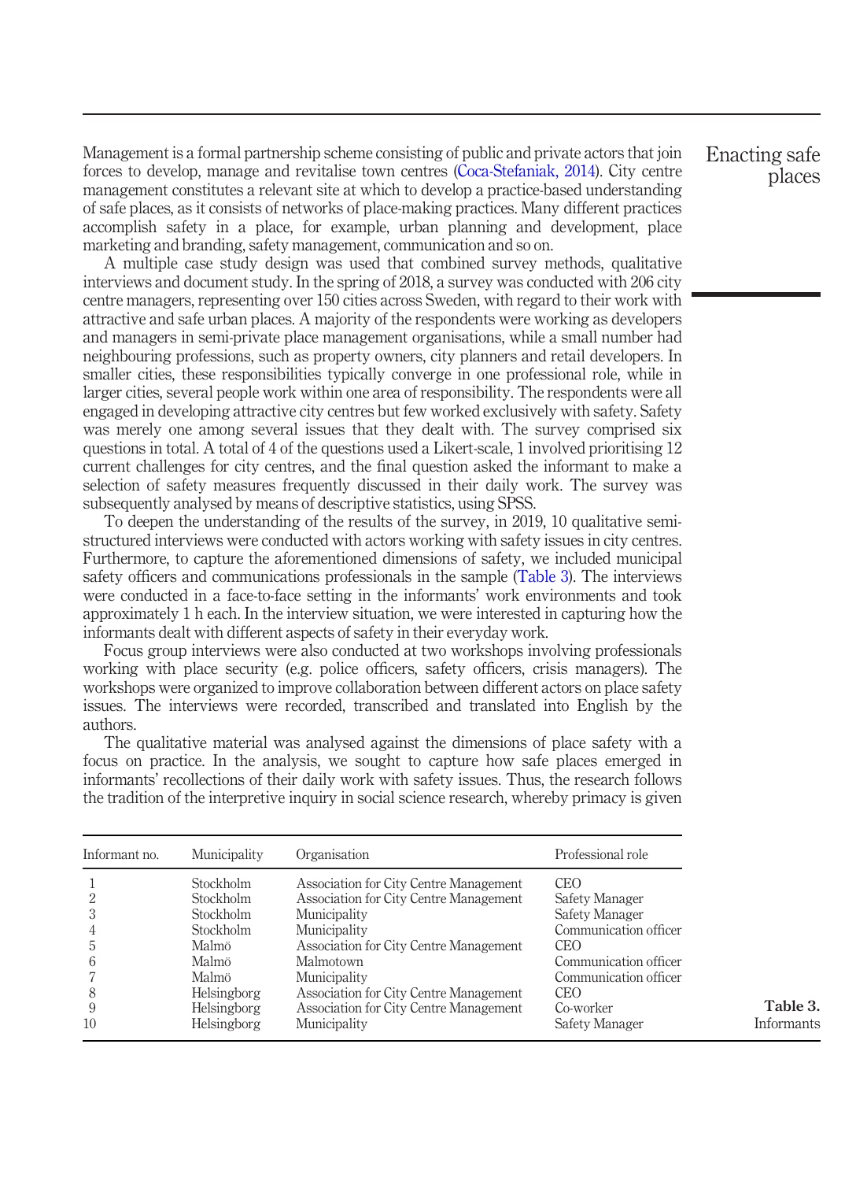Management is a formal partnership scheme consisting of public and private actors that join forces to develop, manage and revitalise town centres (Coca-Stefaniak, 2014). City centre management constitutes a relevant site at which to develop a practice-based understanding of safe places, as it consists of networks of place-making practices. Many different practices accomplish safety in a place, for example, urban planning and development, place marketing and branding, safety management, communication and so on.

A multiple case study design was used that combined survey methods, qualitative interviews and document study. In the spring of 2018, a survey was conducted with 206 city centre managers, representing over 150 cities across Sweden, with regard to their work with attractive and safe urban places. A majority of the respondents were working as developers and managers in semi-private place management organisations, while a small number had neighbouring professions, such as property owners, city planners and retail developers. In smaller cities, these responsibilities typically converge in one professional role, while in larger cities, several people work within one area of responsibility. The respondents were all engaged in developing attractive city centres but few worked exclusively with safety. Safety was merely one among several issues that they dealt with. The survey comprised six questions in total. A total of 4 of the questions used a Likert-scale, 1 involved prioritising 12 current challenges for city centres, and the final question asked the informant to make a selection of safety measures frequently discussed in their daily work. The survey was subsequently analysed by means of descriptive statistics, using SPSS.

To deepen the understanding of the results of the survey, in 2019, 10 qualitative semi-structured interviews were conducted with actors working with safety issues in city centres. Furthermore, to capture the aforementioned dimensions of safety, we included municipal safety officers and communications professionals in the sample (Table 3). The interviews were conducted in a face-to-face setting in the informants' work environments and took approximately 1 h each. In the interview situation, we were interested in capturing how the informants dealt with different aspects of safety in their everyday work.

Focus group interviews were also conducted at two workshops involving professionals working with place security (e.g. police officers, safety officers, crisis managers). The workshops were organized to improve collaboration between different actors on place safety issues. The interviews were recorded, transcribed and translated into English by the authors.

The qualitative material was analysed against the dimensions of place safety with a focus on practice. In the analysis, we sought to capture how safe places emerged in informants' recollections of their daily work with safety issues. Thus, the research follows the tradition of the interpretive inquiry in social science research, whereby primacy is given

**Table 3.** Informants

| Informant no. | Municipality | Organisation | Professional role |
|---|---|---|---|
| 1 | Stockholm | Association for City Centre Management | CEO |
| 2 | Stockholm | Association for City Centre Management | Safety Manager |
| 3 | Stockholm | Municipality | Safety Manager |
| 4 | Stockholm | Municipality | Communication officer |
| 5 | Malmö | Association for City Centre Management | CEO |
| 6 | Malmö | Malmotown | Communication officer |
| 7 | Malmö | Municipality | Communication officer |
| 8 | Helsingborg | Association for City Centre Management | CEO |
| 9 | Helsingborg | Association for City Centre Management | Co-worker |
| 10 | Helsingborg | Municipality | Safety Manager |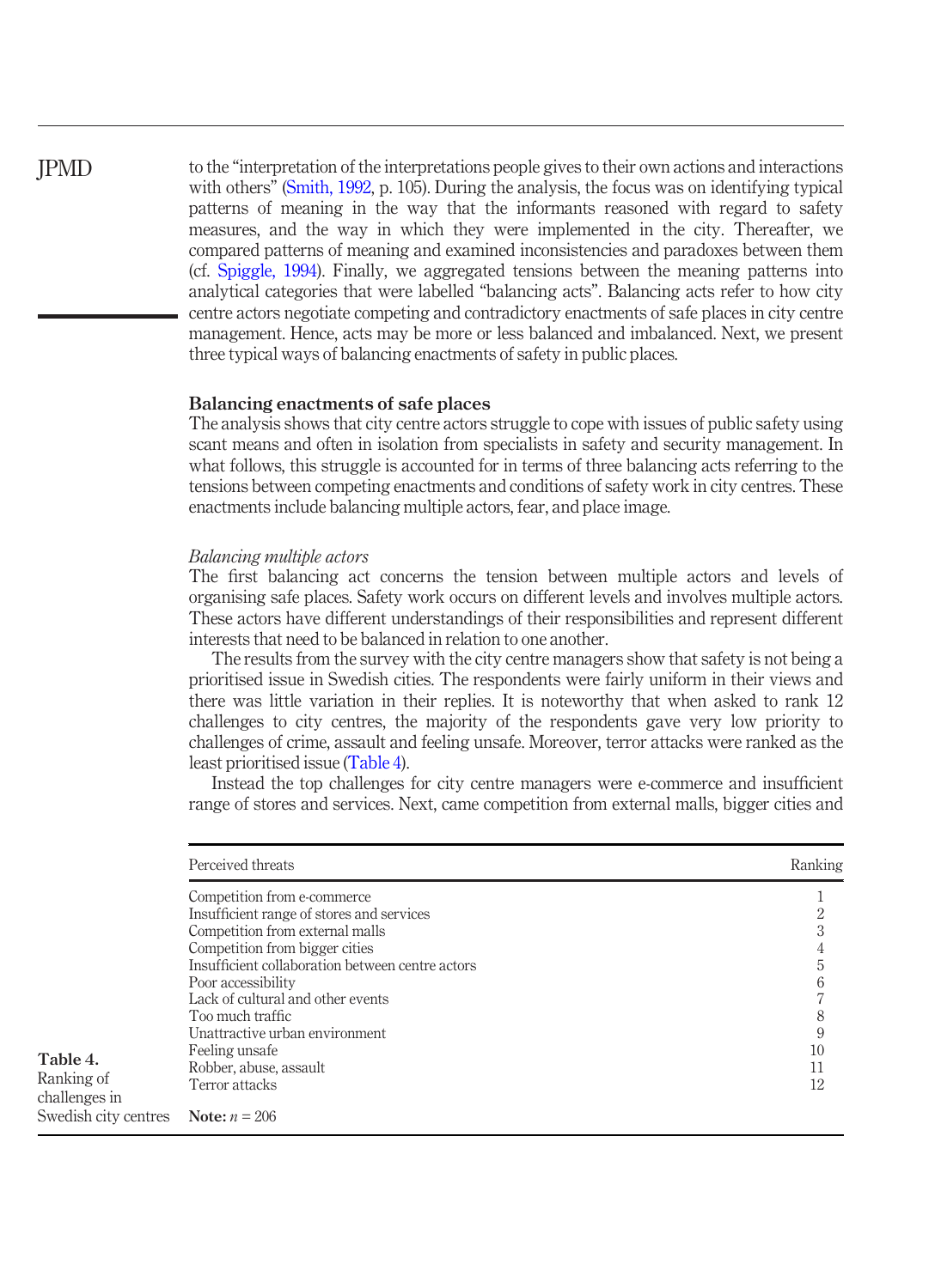to the "interpretation of the interpretations people gives to their own actions and interactions with others" (Smith, 1992, p. 105). During the analysis, the focus was on identifying typical patterns of meaning in the way that the informants reasoned with regard to safety measures, and the way in which they were implemented in the city. Thereafter, we compared patterns of meaning and examined inconsistencies and paradoxes between them (cf. Spiggle, 1994). Finally, we aggregated tensions between the meaning patterns into analytical categories that were labelled "balancing acts". Balancing acts refer to how city centre actors negotiate competing and contradictory enactments of safe places in city centre management. Hence, acts may be more or less balanced and imbalanced. Next, we present three typical ways of balancing enactments of safety in public places.

## Balancing enactments of safe places

The analysis shows that city centre actors struggle to cope with issues of public safety using scant means and often in isolation from specialists in safety and security management. In what follows, this struggle is accounted for in terms of three balancing acts referring to the tensions between competing enactments and conditions of safety work in city centres. These enactments include balancing multiple actors, fear, and place image.

### *Balancing multiple actors*

The first balancing act concerns the tension between multiple actors and levels of organising safe places. Safety work occurs on different levels and involves multiple actors. These actors have different understandings of their responsibilities and represent different interests that need to be balanced in relation to one another.

The results from the survey with the city centre managers show that safety is not being a prioritised issue in Swedish cities. The respondents were fairly uniform in their views and there was little variation in their replies. It is noteworthy that when asked to rank 12 challenges to city centres, the majority of the respondents gave very low priority to challenges of crime, assault and feeling unsafe. Moreover, terror attacks were ranked as the least prioritised issue (Table 4).

Instead the top challenges for city centre managers were e-commerce and insufficient range of stores and services. Next, came competition from external malls, bigger cities and

**Table 4.** Ranking of challenges in Swedish city centres

| Perceived threats | Ranking |
|---|---|
| Competition from e-commerce | 1 |
| Insufficient range of stores and services | 2 |
| Competition from external malls | 3 |
| Competition from bigger cities | 4 |
| Insufficient collaboration between centre actors | 5 |
| Poor accessibility | 6 |
| Lack of cultural and other events | 7 |
| Too much traffic | 8 |
| Unattractive urban environment | 9 |
| Feeling unsafe | 10 |
| Robber, abuse, assault | 11 |
| Terror attacks | 12 |

**Note:** $n = 206$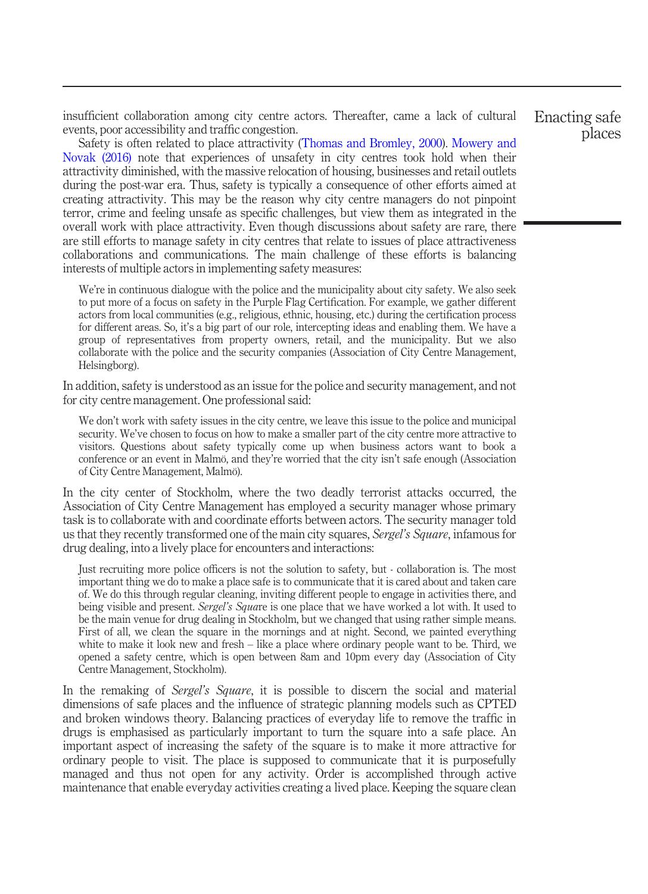insufficient collaboration among city centre actors. Thereafter, came a lack of cultural events, poor accessibility and traffic congestion.

Safety is often related to place attractivity (Thomas and Bromley, 2000). Mowery and Novak (2016) note that experiences of unsafety in city centres took hold when their attractivity diminished, with the massive relocation of housing, businesses and retail outlets during the post-war era. Thus, safety is typically a consequence of other efforts aimed at creating attractivity. This may be the reason why city centre managers do not pinpoint terror, crime and feeling unsafe as specific challenges, but view them as integrated in the overall work with place attractivity. Even though discussions about safety are rare, there are still efforts to manage safety in city centres that relate to issues of place attractiveness collaborations and communications. The main challenge of these efforts is balancing interests of multiple actors in implementing safety measures:

> We're in continuous dialogue with the police and the municipality about city safety. We also seek to put more of a focus on safety in the Purple Flag Certification. For example, we gather different actors from local communities (e.g., religious, ethnic, housing, etc.) during the certification process for different areas. So, it's a big part of our role, intercepting ideas and enabling them. We have a group of representatives from property owners, retail, and the municipality. But we also collaborate with the police and the security companies (Association of City Centre Management, Helsingborg).

In addition, safety is understood as an issue for the police and security management, and not for city centre management. One professional said:

> We don't work with safety issues in the city centre, we leave this issue to the police and municipal security. We've chosen to focus on how to make a smaller part of the city centre more attractive to visitors. Questions about safety typically come up when business actors want to book a conference or an event in Malmö, and they're worried that the city isn't safe enough (Association of City Centre Management, Malmö).

In the city center of Stockholm, where the two deadly terrorist attacks occurred, the Association of City Centre Management has employed a security manager whose primary task is to collaborate with and coordinate efforts between actors. The security manager told us that they recently transformed one of the main city squares, *Sergel's Square*, infamous for drug dealing, into a lively place for encounters and interactions:

> Just recruiting more police officers is not the solution to safety, but - collaboration is. The most important thing we do to make a place safe is to communicate that it is cared about and taken care of. We do this through regular cleaning, inviting different people to engage in activities there, and being visible and present. *Sergel's Square* is one place that we have worked a lot with. It used to be the main venue for drug dealing in Stockholm, but we changed that using rather simple means. First of all, we clean the square in the mornings and at night. Second, we painted everything white to make it look new and fresh – like a place where ordinary people want to be. Third, we opened a safety centre, which is open between 8am and 10pm every day (Association of City Centre Management, Stockholm).

In the remaking of *Sergel's Square*, it is possible to discern the social and material dimensions of safe places and the influence of strategic planning models such as CPTED and broken windows theory. Balancing practices of everyday life to remove the traffic in drugs is emphasised as particularly important to turn the square into a safe place. An important aspect of increasing the safety of the square is to make it more attractive for ordinary people to visit. The place is supposed to communicate that it is purposefully managed and thus not open for any activity. Order is accomplished through active maintenance that enable everyday activities creating a lived place. Keeping the square clean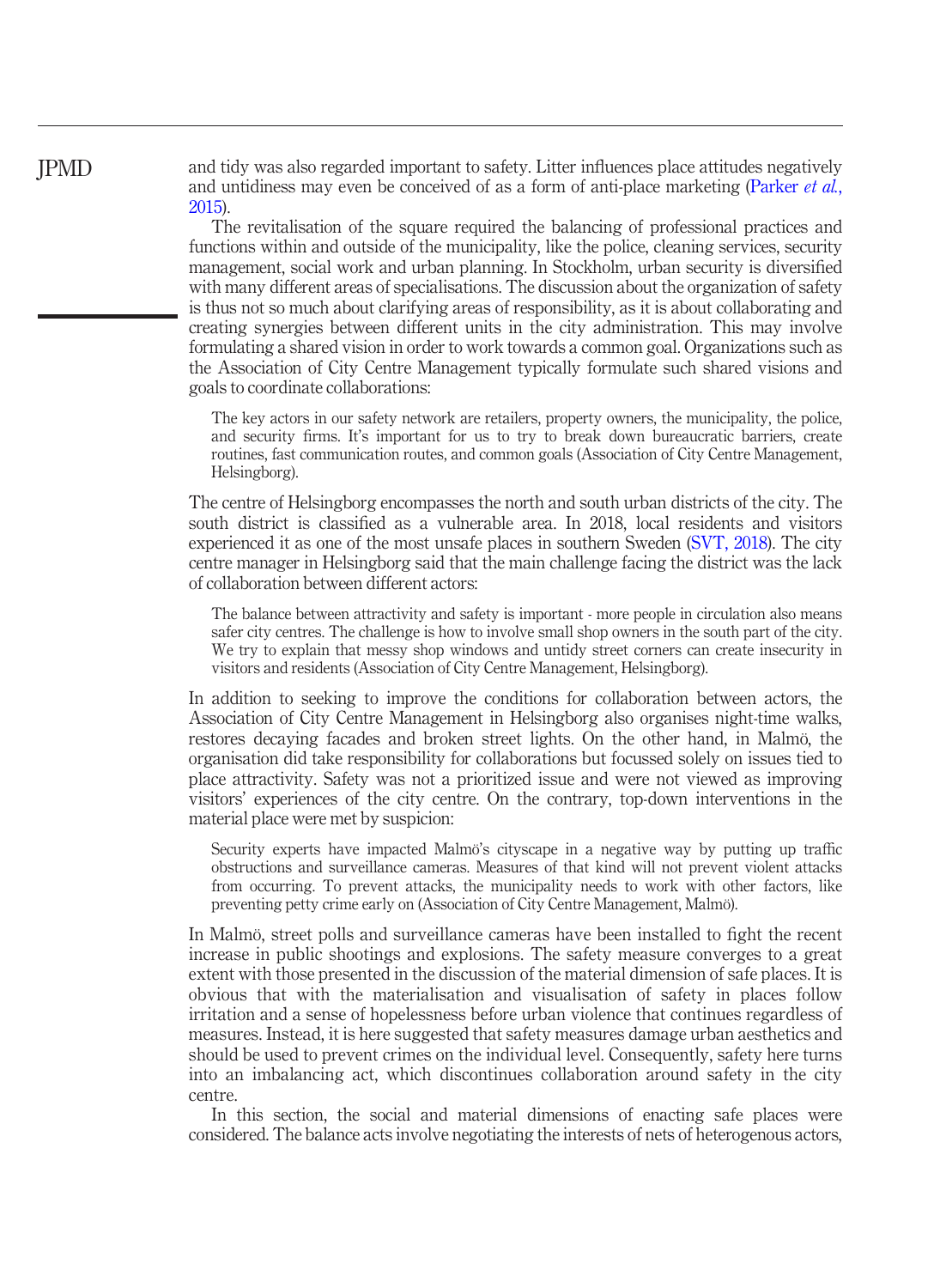and tidy was also regarded important to safety. Litter influences place attitudes negatively and untidiness may even be conceived of as a form of anti-place marketing (Parker *et al.*, 2015).

The revitalisation of the square required the balancing of professional practices and functions within and outside of the municipality, like the police, cleaning services, security management, social work and urban planning. In Stockholm, urban security is diversified with many different areas of specialisations. The discussion about the organization of safety is thus not so much about clarifying areas of responsibility, as it is about collaborating and creating synergies between different units in the city administration. This may involve formulating a shared vision in order to work towards a common goal. Organizations such as the Association of City Centre Management typically formulate such shared visions and goals to coordinate collaborations:

> The key actors in our safety network are retailers, property owners, the municipality, the police, and security firms. It's important for us to try to break down bureaucratic barriers, create routines, fast communication routes, and common goals (Association of City Centre Management, Helsingborg).

The centre of Helsingborg encompasses the north and south urban districts of the city. The south district is classified as a vulnerable area. In 2018, local residents and visitors experienced it as one of the most unsafe places in southern Sweden (SVT, 2018). The city centre manager in Helsingborg said that the main challenge facing the district was the lack of collaboration between different actors:

> The balance between attractivity and safety is important - more people in circulation also means safer city centres. The challenge is how to involve small shop owners in the south part of the city. We try to explain that messy shop windows and untidy street corners can create insecurity in visitors and residents (Association of City Centre Management, Helsingborg).

In addition to seeking to improve the conditions for collaboration between actors, the Association of City Centre Management in Helsingborg also organises night-time walks, restores decaying facades and broken street lights. On the other hand, in Malmö, the organisation did take responsibility for collaborations but focussed solely on issues tied to place attractivity. Safety was not a prioritized issue and were not viewed as improving visitors' experiences of the city centre. On the contrary, top-down interventions in the material place were met by suspicion:

> Security experts have impacted Malmö's cityscape in a negative way by putting up traffic obstructions and surveillance cameras. Measures of that kind will not prevent violent attacks from occurring. To prevent attacks, the municipality needs to work with other factors, like preventing petty crime early on (Association of City Centre Management, Malmö).

In Malmö, street polls and surveillance cameras have been installed to fight the recent increase in public shootings and explosions. The safety measure converges to a great extent with those presented in the discussion of the material dimension of safe places. It is obvious that with the materialisation and visualisation of safety in places follow irritation and a sense of hopelessness before urban violence that continues regardless of measures. Instead, it is here suggested that safety measures damage urban aesthetics and should be used to prevent crimes on the individual level. Consequently, safety here turns into an imbalancing act, which discontinues collaboration around safety in the city centre.

In this section, the social and material dimensions of enacting safe places were considered. The balance acts involve negotiating the interests of nets of heterogenous actors,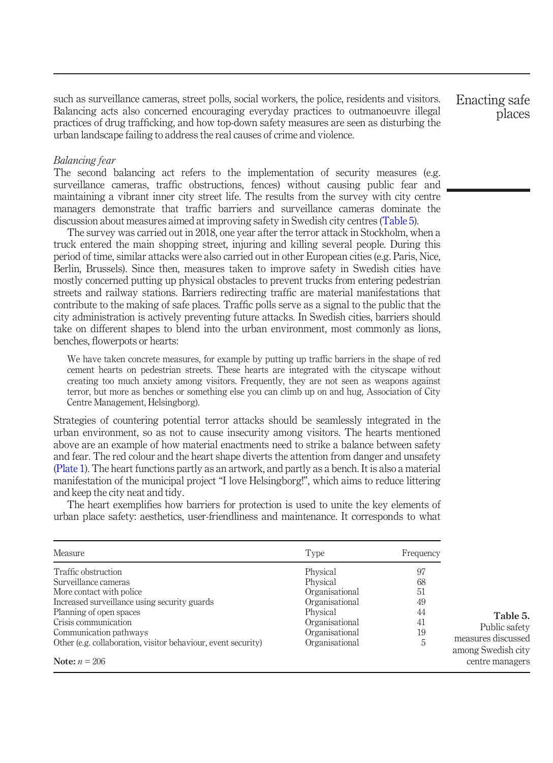such as surveillance cameras, street polls, social workers, the police, residents and visitors. Balancing acts also concerned encouraging everyday practices to outmanoeuvre illegal practices of drug trafficking, and how top-down safety measures are seen as disturbing the urban landscape failing to address the real causes of crime and violence.

*Balancing fear*

The second balancing act refers to the implementation of security measures (e.g. surveillance cameras, traffic obstructions, fences) without causing public fear and maintaining a vibrant inner city street life. The results from the survey with city centre managers demonstrate that traffic barriers and surveillance cameras dominate the discussion about measures aimed at improving safety in Swedish city centres (Table 5).

The survey was carried out in 2018, one year after the terror attack in Stockholm, when a truck entered the main shopping street, injuring and killing several people. During this period of time, similar attacks were also carried out in other European cities (e.g. Paris, Nice, Berlin, Brussels). Since then, measures taken to improve safety in Swedish cities have mostly concerned putting up physical obstacles to prevent trucks from entering pedestrian streets and railway stations. Barriers redirecting traffic are material manifestations that contribute to the making of safe places. Traffic polls serve as a signal to the public that the city administration is actively preventing future attacks. In Swedish cities, barriers should take on different shapes to blend into the urban environment, most commonly as lions, benches, flowerpots or hearts:

> We have taken concrete measures, for example by putting up traffic barriers in the shape of red cement hearts on pedestrian streets. These hearts are integrated with the cityscape without creating too much anxiety among visitors. Frequently, they are not seen as weapons against terror, but more as benches or something else you can climb up on and hug, Association of City Centre Management, Helsingborg).

Strategies of countering potential terror attacks should be seamlessly integrated in the urban environment, so as not to cause insecurity among visitors. The hearts mentioned above are an example of how material enactments need to strike a balance between safety and fear. The red colour and the heart shape diverts the attention from danger and unsafety (Plate 1). The heart functions partly as an artwork, and partly as a bench. It is also a material manifestation of the municipal project "I love Helsingborg!", which aims to reduce littering and keep the city neat and tidy.

The heart exemplifies how barriers for protection is used to unite the key elements of urban place safety: aesthetics, user-friendliness and maintenance. It corresponds to what

**Table 5.** Public safety measures discussed among Swedish city centre managers

| Measure | Type | Frequency |
|---|---|---|
| Traffic obstruction | Physical | 97 |
| Surveillance cameras | Physical | 68 |
| More contact with police | Organisational | 51 |
| Increased surveillance using security guards | Organisational | 49 |
| Planning of open spaces | Physical | 44 |
| Crisis communication | Organisational | 41 |
| Communication pathways | Organisational | 19 |
| Other (e.g. collaboration, visitor behaviour, event security) | Organisational | 5 |

**Note:** $n = 206$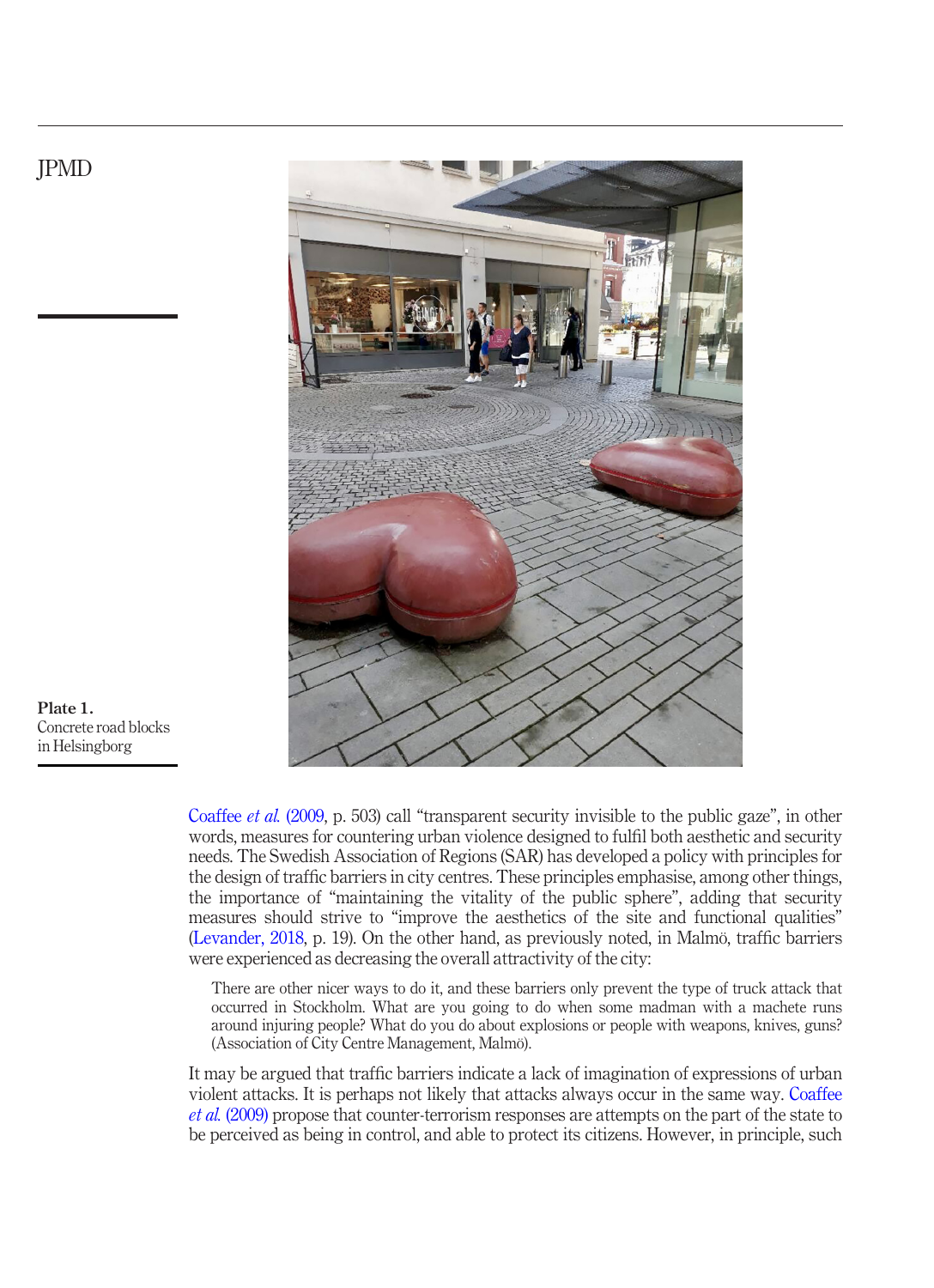Plate 1.
Concrete road blocks in Helsingborg

Coaffee *et al.* (2009, p. 503) call "transparent security invisible to the public gaze", in other words, measures for countering urban violence designed to fulfil both aesthetic and security needs. The Swedish Association of Regions (SAR) has developed a policy with principles for the design of traffic barriers in city centres. These principles emphasise, among other things, the importance of "maintaining the vitality of the public sphere", adding that security measures should strive to "improve the aesthetics of the site and functional qualities" (Levander, 2018, p. 19). On the other hand, as previously noted, in Malmö, traffic barriers were experienced as decreasing the overall attractivity of the city:

> There are other nicer ways to do it, and these barriers only prevent the type of truck attack that occurred in Stockholm. What are you going to do when some madman with a machete runs around injuring people? What do you do about explosions or people with weapons, knives, guns? (Association of City Centre Management, Malmö).

It may be argued that traffic barriers indicate a lack of imagination of expressions of urban violent attacks. It is perhaps not likely that attacks always occur in the same way. Coaffee *et al.* (2009) propose that counter-terrorism responses are attempts on the part of the state to be perceived as being in control, and able to protect its citizens. However, in principle, such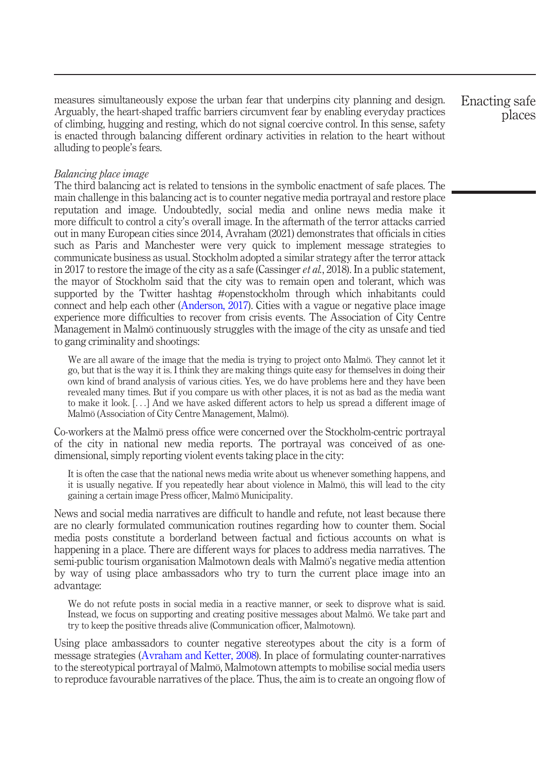measures simultaneously expose the urban fear that underpins city planning and design. Arguably, the heart-shaped traffic barriers circumvent fear by enabling everyday practices of climbing, hugging and resting, which do not signal coercive control. In this sense, safety is enacted through balancing different ordinary activities in relation to the heart without alluding to people's fears.

*Balancing place image*

The third balancing act is related to tensions in the symbolic enactment of safe places. The main challenge in this balancing act is to counter negative media portrayal and restore place reputation and image. Undoubtedly, social media and online news media make it more difficult to control a city's overall image. In the aftermath of the terror attacks carried out in many European cities since 2014, Avraham (2021) demonstrates that officials in cities such as Paris and Manchester were very quick to implement message strategies to communicate business as usual. Stockholm adopted a similar strategy after the terror attack in 2017 to restore the image of the city as a safe (Cassinger *et al.*, 2018). In a public statement, the mayor of Stockholm said that the city was to remain open and tolerant, which was supported by the Twitter hashtag #openstockholm through which inhabitants could connect and help each other (Anderson, 2017). Cities with a vague or negative place image experience more difficulties to recover from crisis events. The Association of City Centre Management in Malmö continuously struggles with the image of the city as unsafe and tied to gang criminality and shootings:

> We are all aware of the image that the media is trying to project onto Malmö. They cannot let it go, but that is the way it is. I think they are making things quite easy for themselves in doing their own kind of brand analysis of various cities. Yes, we do have problems here and they have been revealed many times. But if you compare us with other places, it is not as bad as the media want to make it look. [...] And we have asked different actors to help us spread a different image of Malmö (Association of City Centre Management, Malmö).

Co-workers at the Malmö press office were concerned over the Stockholm-centric portrayal of the city in national new media reports. The portrayal was conceived of as one-dimensional, simply reporting violent events taking place in the city:

> It is often the case that the national news media write about us whenever something happens, and it is usually negative. If you repeatedly hear about violence in Malmö, this will lead to the city gaining a certain image Press officer, Malmö Municipality.

News and social media narratives are difficult to handle and refute, not least because there are no clearly formulated communication routines regarding how to counter them. Social media posts constitute a borderland between factual and fictious accounts on what is happening in a place. There are different ways for places to address media narratives. The semi-public tourism organisation Malmotown deals with Malmö's negative media attention by way of using place ambassadors who try to turn the current place image into an advantage:

> We do not refute posts in social media in a reactive manner, or seek to disprove what is said. Instead, we focus on supporting and creating positive messages about Malmö. We take part and try to keep the positive threads alive (Communication officer, Malmotown).

Using place ambassadors to counter negative stereotypes about the city is a form of message strategies (Avraham and Ketter, 2008). In place of formulating counter-narratives to the stereotypical portrayal of Malmö, Malmotown attempts to mobilise social media users to reproduce favourable narratives of the place. Thus, the aim is to create an ongoing flow of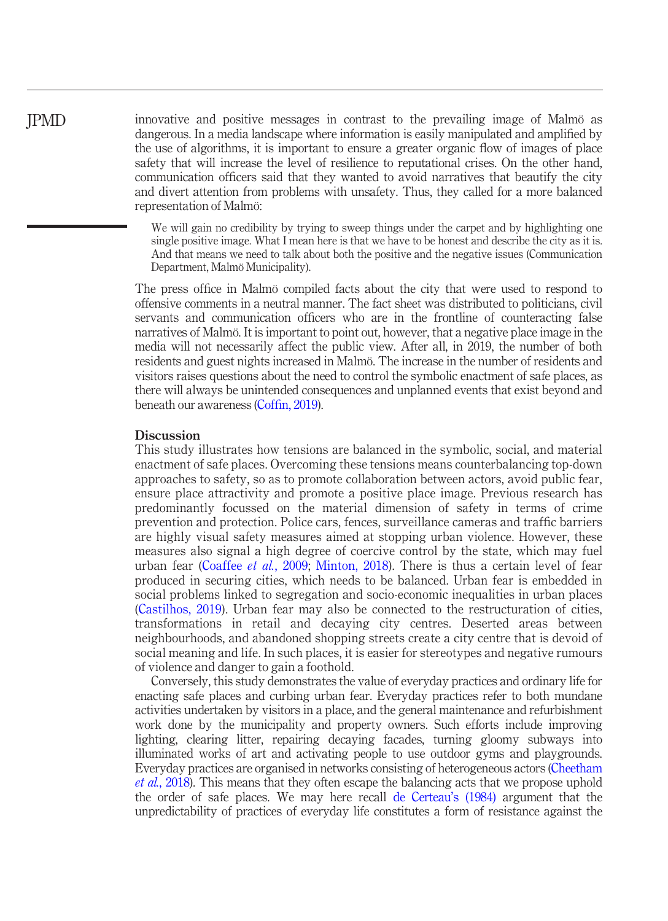innovative and positive messages in contrast to the prevailing image of Malmö as dangerous. In a media landscape where information is easily manipulated and amplified by the use of algorithms, it is important to ensure a greater organic flow of images of place safety that will increase the level of resilience to reputational crises. On the other hand, communication officers said that they wanted to avoid narratives that beautify the city and divert attention from problems with unsafety. Thus, they called for a more balanced representation of Malmö:

> We will gain no credibility by trying to sweep things under the carpet and by highlighting one single positive image. What I mean here is that we have to be honest and describe the city as it is. And that means we need to talk about both the positive and the negative issues (Communication Department, Malmö Municipality).

The press office in Malmö compiled facts about the city that were used to respond to offensive comments in a neutral manner. The fact sheet was distributed to politicians, civil servants and communication officers who are in the frontline of counteracting false narratives of Malmö. It is important to point out, however, that a negative place image in the media will not necessarily affect the public view. After all, in 2019, the number of both residents and guest nights increased in Malmö. The increase in the number of residents and visitors raises questions about the need to control the symbolic enactment of safe places, as there will always be unintended consequences and unplanned events that exist beyond and beneath our awareness (Coffin, 2019).

## Discussion

This study illustrates how tensions are balanced in the symbolic, social, and material enactment of safe places. Overcoming these tensions means counterbalancing top-down approaches to safety, so as to promote collaboration between actors, avoid public fear, ensure place attractivity and promote a positive place image. Previous research has predominantly focussed on the material dimension of safety in terms of crime prevention and protection. Police cars, fences, surveillance cameras and traffic barriers are highly visual safety measures aimed at stopping urban violence. However, these measures also signal a high degree of coercive control by the state, which may fuel urban fear (Coaffee *et al.*, 2009; Minton, 2018). There is thus a certain level of fear produced in securing cities, which needs to be balanced. Urban fear is embedded in social problems linked to segregation and socio-economic inequalities in urban places (Castilhos, 2019). Urban fear may also be connected to the restructuration of cities, transformations in retail and decaying city centres. Deserted areas between neighbourhoods, and abandoned shopping streets create a city centre that is devoid of social meaning and life. In such places, it is easier for stereotypes and negative rumours of violence and danger to gain a foothold.

Conversely, this study demonstrates the value of everyday practices and ordinary life for enacting safe places and curbing urban fear. Everyday practices refer to both mundane activities undertaken by visitors in a place, and the general maintenance and refurbishment work done by the municipality and property owners. Such efforts include improving lighting, clearing litter, repairing decaying facades, turning gloomy subways into illuminated works of art and activating people to use outdoor gyms and playgrounds. Everyday practices are organised in networks consisting of heterogeneous actors (Cheetham *et al.*, 2018). This means that they often escape the balancing acts that we propose uphold the order of safe places. We may here recall de Certeau's (1984) argument that the unpredictability of practices of everyday life constitutes a form of resistance against the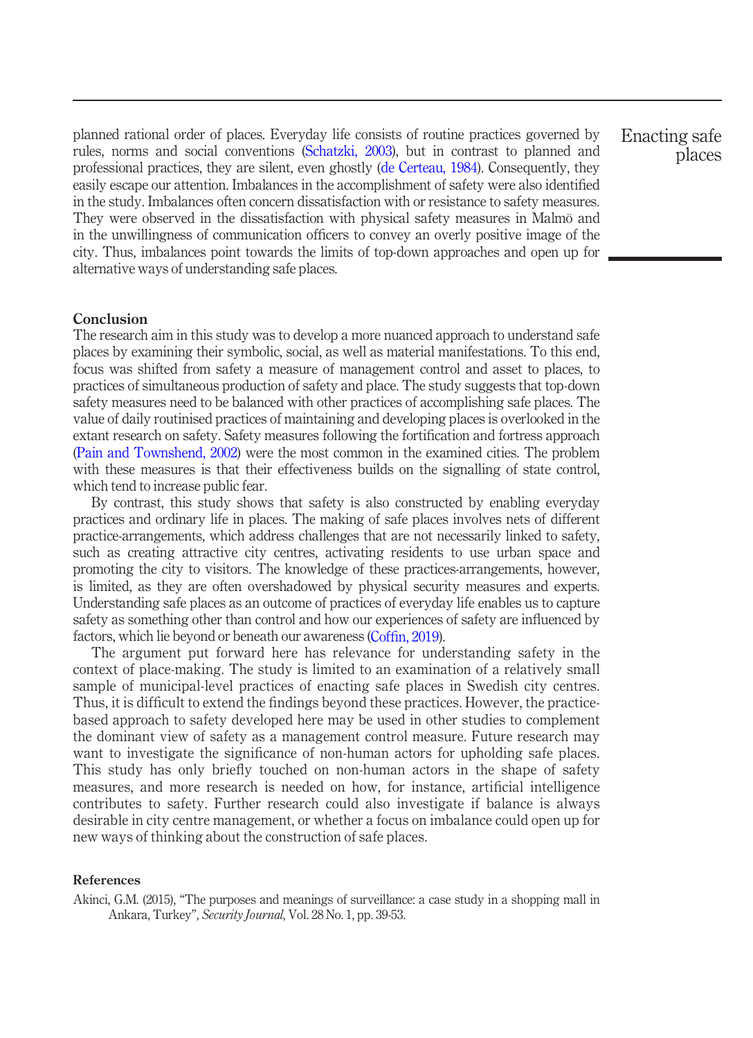planned rational order of places. Everyday life consists of routine practices governed by rules, norms and social conventions (Schatzki, 2003), but in contrast to planned and professional practices, they are silent, even ghostly (de Certeau, 1984). Consequently, they easily escape our attention. Imbalances in the accomplishment of safety were also identified in the study. Imbalances often concern dissatisfaction with or resistance to safety measures. They were observed in the dissatisfaction with physical safety measures in Malmö and in the unwillingness of communication officers to convey an overly positive image of the city. Thus, imbalances point towards the limits of top-down approaches and open up for alternative ways of understanding safe places.

## Conclusion

The research aim in this study was to develop a more nuanced approach to understand safe places by examining their symbolic, social, as well as material manifestations. To this end, focus was shifted from safety a measure of management control and asset to places, to practices of simultaneous production of safety and place. The study suggests that top-down safety measures need to be balanced with other practices of accomplishing safe places. The value of daily routinised practices of maintaining and developing places is overlooked in the extant research on safety. Safety measures following the fortification and fortress approach (Pain and Townshend, 2002) were the most common in the examined cities. The problem with these measures is that their effectiveness builds on the signalling of state control, which tend to increase public fear.

By contrast, this study shows that safety is also constructed by enabling everyday practices and ordinary life in places. The making of safe places involves nets of different practice-arrangements, which address challenges that are not necessarily linked to safety, such as creating attractive city centres, activating residents to use urban space and promoting the city to visitors. The knowledge of these practices-arrangements, however, is limited, as they are often overshadowed by physical security measures and experts. Understanding safe places as an outcome of practices of everyday life enables us to capture safety as something other than control and how our experiences of safety are influenced by factors, which lie beyond or beneath our awareness (Coffin, 2019).

The argument put forward here has relevance for understanding safety in the context of place-making. The study is limited to an examination of a relatively small sample of municipal-level practices of enacting safe places in Swedish city centres. Thus, it is difficult to extend the findings beyond these practices. However, the practice-based approach to safety developed here may be used in other studies to complement the dominant view of safety as a management control measure. Future research may want to investigate the significance of non-human actors for upholding safe places. This study has only briefly touched on non-human actors in the shape of safety measures, and more research is needed on how, for instance, artificial intelligence contributes to safety. Further research could also investigate if balance is always desirable in city centre management, or whether a focus on imbalance could open up for new ways of thinking about the construction of safe places.

## References

Akinci, G.M. (2015), "The purposes and meanings of surveillance: a case study in a shopping mall in Ankara, Turkey", *Security Journal*, Vol. 28 No. 1, pp. 39-53.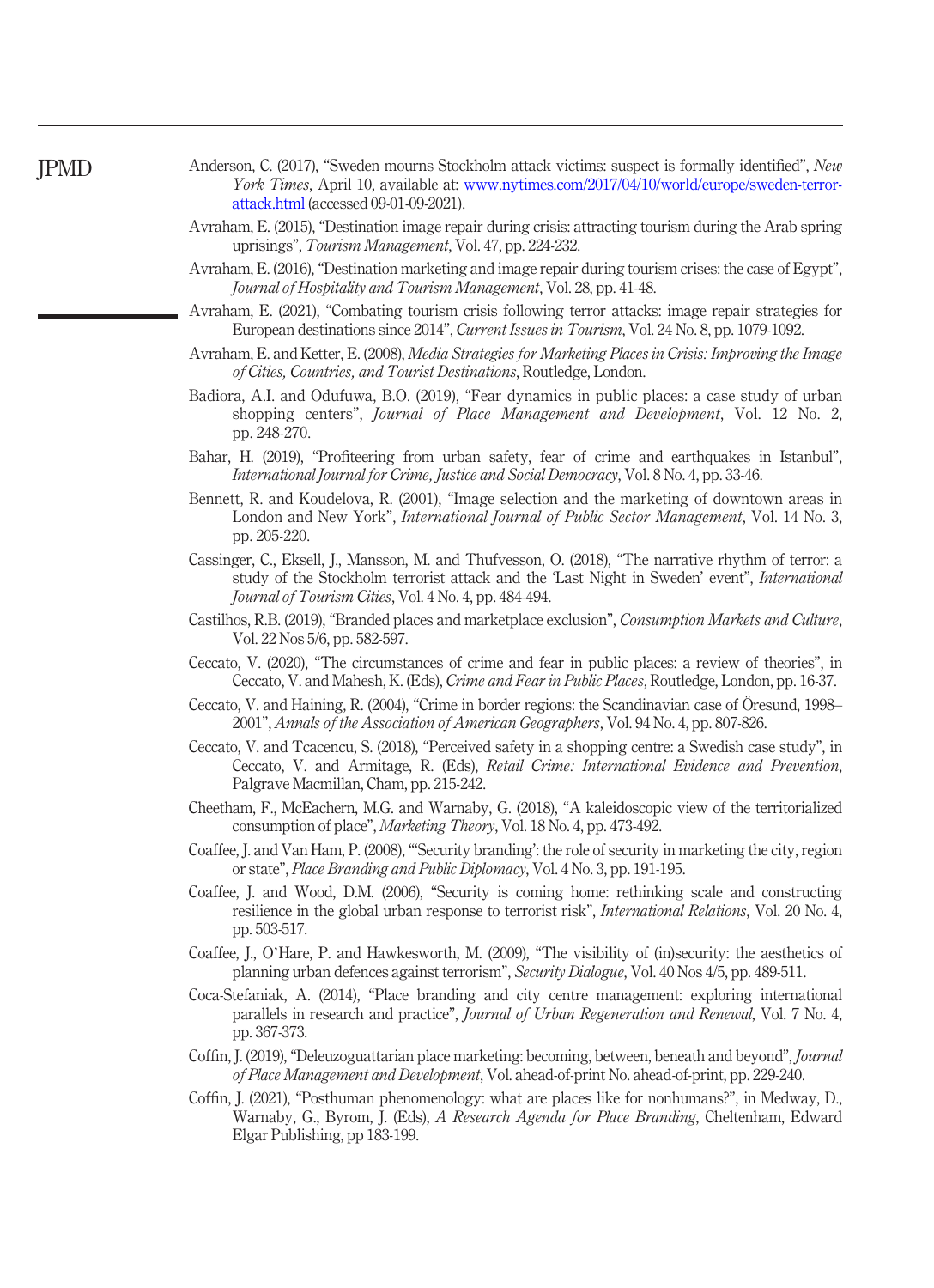Anderson, C. (2017), "Sweden mourns Stockholm attack victims: suspect is formally identified", *New York Times*, April 10, available at: www.nytimes.com/2017/04/10/world/europe/sweden-terror-attack.html (accessed 09-01-09-2021).

Avraham, E. (2015), "Destination image repair during crisis: attracting tourism during the Arab spring uprisings", *Tourism Management*, Vol. 47, pp. 224-232.

Avraham, E. (2016), "Destination marketing and image repair during tourism crises: the case of Egypt", *Journal of Hospitality and Tourism Management*, Vol. 28, pp. 41-48.

Avraham, E. (2021), "Combating tourism crisis following terror attacks: image repair strategies for European destinations since 2014", *Current Issues in Tourism*, Vol. 24 No. 8, pp. 1079-1092.

Avraham, E. and Ketter, E. (2008), *Media Strategies for Marketing Places in Crisis: Improving the Image of Cities, Countries, and Tourist Destinations*, Routledge, London.

Badiora, A.I. and Odufuwa, B.O. (2019), "Fear dynamics in public places: a case study of urban shopping centers", *Journal of Place Management and Development*, Vol. 12 No. 2, pp. 248-270.

Bahar, H. (2019), "Profiteering from urban safety, fear of crime and earthquakes in Istanbul", *International Journal for Crime, Justice and Social Democracy*, Vol. 8 No. 4, pp. 33-46.

Bennett, R. and Koudelova, R. (2001), "Image selection and the marketing of downtown areas in London and New York", *International Journal of Public Sector Management*, Vol. 14 No. 3, pp. 205-220.

Cassinger, C., Eksell, J., Mansson, M. and Thufvesson, O. (2018), "The narrative rhythm of terror: a study of the Stockholm terrorist attack and the 'Last Night in Sweden' event", *International Journal of Tourism Cities*, Vol. 4 No. 4, pp. 484-494.

Castilhos, R.B. (2019), "Branded places and marketplace exclusion", *Consumption Markets and Culture*, Vol. 22 Nos 5/6, pp. 582-597.

Ceccato, V. (2020), "The circumstances of crime and fear in public places: a review of theories", in Ceccato, V. and Mahesh, K. (Eds), *Crime and Fear in Public Places*, Routledge, London, pp. 16-37.

Ceccato, V. and Haining, R. (2004), "Crime in border regions: the Scandinavian case of Öresund, 1998–2001", *Annals of the Association of American Geographers*, Vol. 94 No. 4, pp. 807-826.

Ceccato, V. and Tcacencu, S. (2018), "Perceived safety in a shopping centre: a Swedish case study", in Ceccato, V. and Armitage, R. (Eds), *Retail Crime: International Evidence and Prevention*, Palgrave Macmillan, Cham, pp. 215-242.

Cheetham, F., McEachern, M.G. and Warnaby, G. (2018), "A kaleidoscopic view of the territorialized consumption of place", *Marketing Theory*, Vol. 18 No. 4, pp. 473-492.

Coaffee, J. and Van Ham, P. (2008), "'Security branding': the role of security in marketing the city, region or state", *Place Branding and Public Diplomacy*, Vol. 4 No. 3, pp. 191-195.

Coaffee, J. and Wood, D.M. (2006), "Security is coming home: rethinking scale and constructing resilience in the global urban response to terrorist risk", *International Relations*, Vol. 20 No. 4, pp. 503-517.

Coaffee, J., O'Hare, P. and Hawkesworth, M. (2009), "The visibility of (in)security: the aesthetics of planning urban defences against terrorism", *Security Dialogue*, Vol. 40 Nos 4/5, pp. 489-511.

Coca-Stefaniak, A. (2014), "Place branding and city centre management: exploring international parallels in research and practice", *Journal of Urban Regeneration and Renewal*, Vol. 7 No. 4, pp. 367-373.

Coffin, J. (2019), "Deleuzoguattarian place marketing: becoming, between, beneath and beyond", *Journal of Place Management and Development*, Vol. ahead-of-print No. ahead-of-print, pp. 229-240.

Coffin, J. (2021), "Posthuman phenomenology: what are places like for nonhumans?", in Medway, D., Warnaby, G., Byrom, J. (Eds), *A Research Agenda for Place Branding*, Cheltenham, Edward Elgar Publishing, pp 183-199.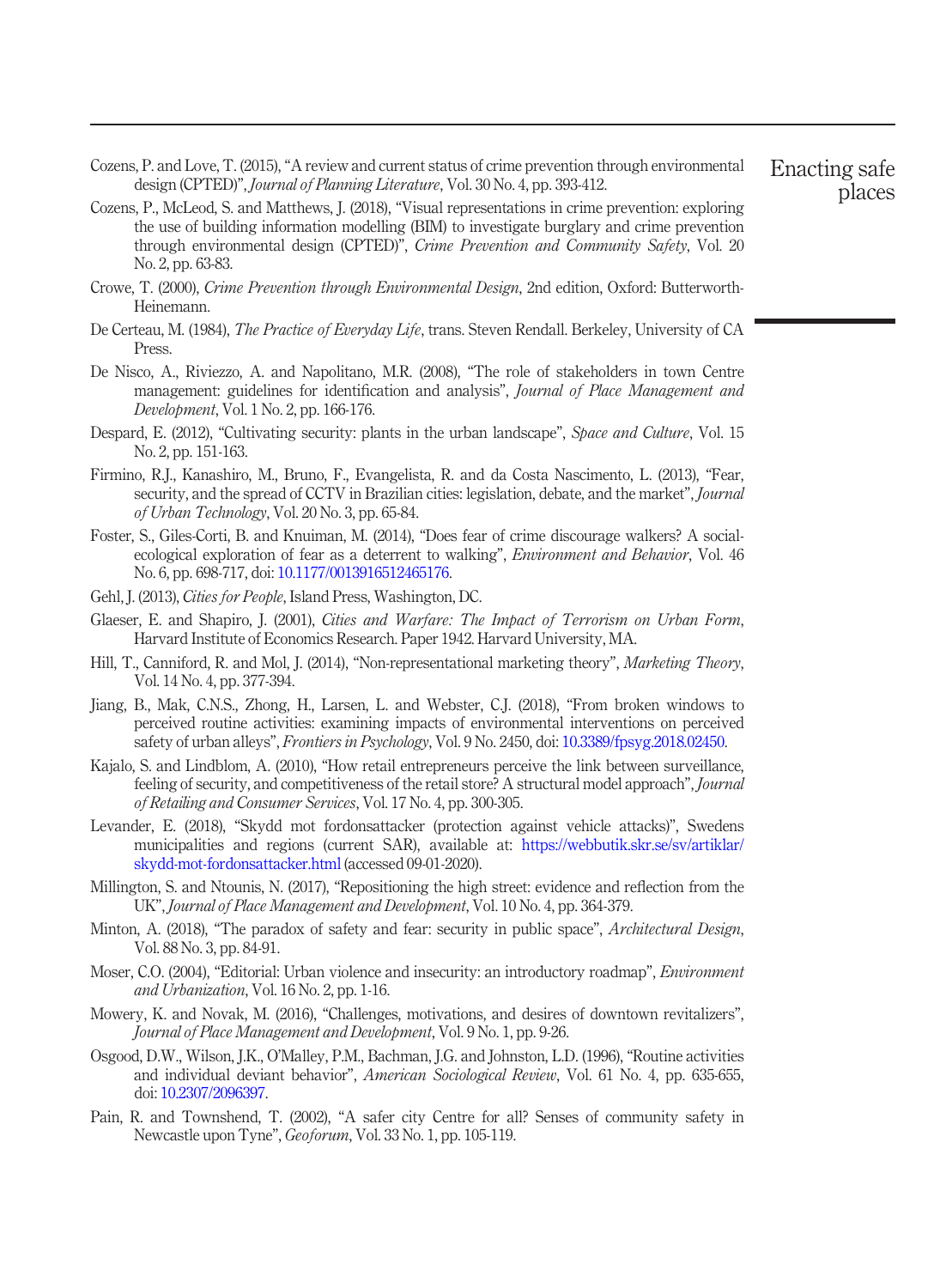Cozens, P. and Love, T. (2015), "A review and current status of crime prevention through environmental design (CPTED)", *Journal of Planning Literature*, Vol. 30 No. 4, pp. 393-412.

Cozens, P., McLeod, S. and Matthews, J. (2018), "Visual representations in crime prevention: exploring the use of building information modelling (BIM) to investigate burglary and crime prevention through environmental design (CPTED)", *Crime Prevention and Community Safety*, Vol. 20 No. 2, pp. 63-83.

Crowe, T. (2000), *Crime Prevention through Environmental Design*, 2nd edition, Oxford: Butterworth-Heinemann.

De Certeau, M. (1984), *The Practice of Everyday Life*, trans. Steven Rendall. Berkeley, University of CA Press.

De Nisco, A., Riviezzo, A. and Napolitano, M.R. (2008), "The role of stakeholders in town Centre management: guidelines for identification and analysis", *Journal of Place Management and Development*, Vol. 1 No. 2, pp. 166-176.

Despard, E. (2012), "Cultivating security: plants in the urban landscape", *Space and Culture*, Vol. 15 No. 2, pp. 151-163.

Firmino, R.J., Kanashiro, M., Bruno, F., Evangelista, R. and da Costa Nascimento, L. (2013), "Fear, security, and the spread of CCTV in Brazilian cities: legislation, debate, and the market", *Journal of Urban Technology*, Vol. 20 No. 3, pp. 65-84.

Foster, S., Giles-Corti, B. and Knuiman, M. (2014), "Does fear of crime discourage walkers? A social-ecological exploration of fear as a deterrent to walking", *Environment and Behavior*, Vol. 46 No. 6, pp. 698-717, doi: 10.1177/0013916512465176.

Gehl, J. (2013), *Cities for People*, Island Press, Washington, DC.

Glaeser, E. and Shapiro, J. (2001), *Cities and Warfare: The Impact of Terrorism on Urban Form*, Harvard Institute of Economics Research. Paper 1942. Harvard University, MA.

Hill, T., Canniford, R. and Mol, J. (2014), "Non-representational marketing theory", *Marketing Theory*, Vol. 14 No. 4, pp. 377-394.

Jiang, B., Mak, C.N.S., Zhong, H., Larsen, L. and Webster, C.J. (2018), "From broken windows to perceived routine activities: examining impacts of environmental interventions on perceived safety of urban alleys", *Frontiers in Psychology*, Vol. 9 No. 2450, doi: 10.3389/fpsyg.2018.02450.

Kajalo, S. and Lindblom, A. (2010), "How retail entrepreneurs perceive the link between surveillance, feeling of security, and competitiveness of the retail store? A structural model approach", *Journal of Retailing and Consumer Services*, Vol. 17 No. 4, pp. 300-305.

Levander, E. (2018), "Skydd mot fordonsattacker (protection against vehicle attacks)", Swedens municipalities and regions (current SAR), available at: https://webbutik.skr.se/sv/artiklar/skydd-mot-fordonsattacker.html (accessed 09-01-2020).

Millington, S. and Ntounis, N. (2017), "Repositioning the high street: evidence and reflection from the UK", *Journal of Place Management and Development*, Vol. 10 No. 4, pp. 364-379.

Minton, A. (2018), "The paradox of safety and fear: security in public space", *Architectural Design*, Vol. 88 No. 3, pp. 84-91.

Moser, C.O. (2004), "Editorial: Urban violence and insecurity: an introductory roadmap", *Environment and Urbanization*, Vol. 16 No. 2, pp. 1-16.

Mowery, K. and Novak, M. (2016), "Challenges, motivations, and desires of downtown revitalizers", *Journal of Place Management and Development*, Vol. 9 No. 1, pp. 9-26.

Osgood, D.W., Wilson, J.K., O'Malley, P.M., Bachman, J.G. and Johnston, L.D. (1996), "Routine activities and individual deviant behavior", *American Sociological Review*, Vol. 61 No. 4, pp. 635-655, doi: 10.2307/2096397.

Pain, R. and Townshend, T. (2002), "A safer city Centre for all? Senses of community safety in Newcastle upon Tyne", *Geoforum*, Vol. 33 No. 1, pp. 105-119.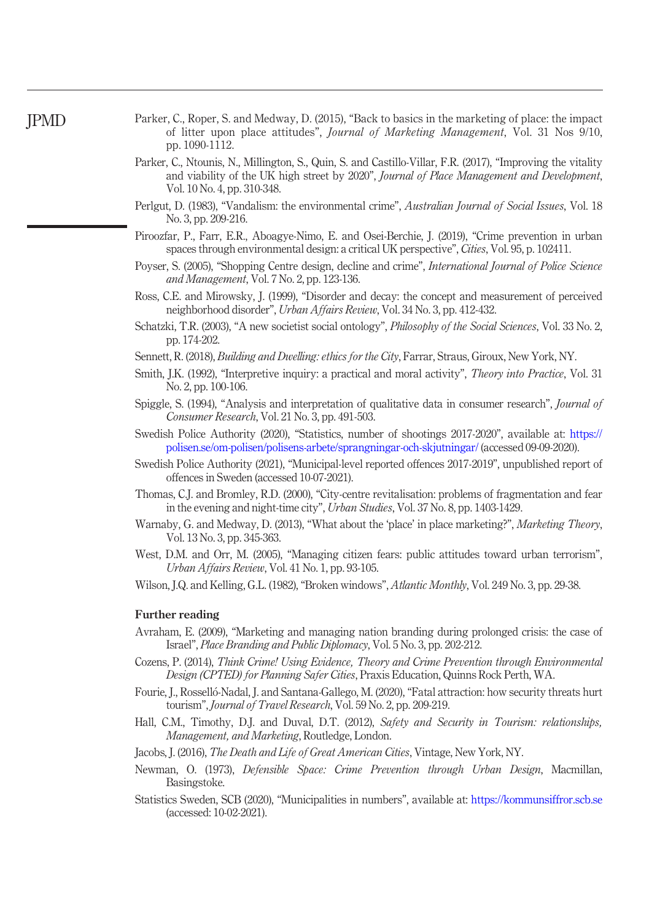Parker, C., Roper, S. and Medway, D. (2015), "Back to basics in the marketing of place: the impact of litter upon place attitudes", *Journal of Marketing Management*, Vol. 31 Nos 9/10, pp. 1090-1112.

Parker, C., Ntounis, N., Millington, S., Quin, S. and Castillo-Villar, F.R. (2017), "Improving the vitality and viability of the UK high street by 2020", *Journal of Place Management and Development*, Vol. 10 No. 4, pp. 310-348.

Perlgut, D. (1983), "Vandalism: the environmental crime", *Australian Journal of Social Issues*, Vol. 18 No. 3, pp. 209-216.

Piroozfar, P., Farr, E.R., Aboagye-Nimo, E. and Osei-Berchie, J. (2019), "Crime prevention in urban spaces through environmental design: a critical UK perspective", *Cities*, Vol. 95, p. 102411.

Poyser, S. (2005), "Shopping Centre design, decline and crime", *International Journal of Police Science and Management*, Vol. 7 No. 2, pp. 123-136.

Ross, C.E. and Mirowsky, J. (1999), "Disorder and decay: the concept and measurement of perceived neighborhood disorder", *Urban Affairs Review*, Vol. 34 No. 3, pp. 412-432.

Schatzki, T.R. (2003), "A new societist social ontology", *Philosophy of the Social Sciences*, Vol. 33 No. 2, pp. 174-202.

Sennett, R. (2018), *Building and Dwelling: ethics for the City*, Farrar, Straus, Giroux, New York, NY.

Smith, J.K. (1992), "Interpretive inquiry: a practical and moral activity", *Theory into Practice*, Vol. 31 No. 2, pp. 100-106.

Spiggle, S. (1994), "Analysis and interpretation of qualitative data in consumer research", *Journal of Consumer Research*, Vol. 21 No. 3, pp. 491-503.

Swedish Police Authority (2020), "Statistics, number of shootings 2017-2020", available at: https://polisen.se/om-polisen/polisens-arbete/sprangningar-och-skjutningar/ (accessed 09-09-2020).

Swedish Police Authority (2021), "Municipal-level reported offences 2017-2019", unpublished report of offences in Sweden (accessed 10-07-2021).

Thomas, C.J. and Bromley, R.D. (2000), "City-centre revitalisation: problems of fragmentation and fear in the evening and night-time city", *Urban Studies*, Vol. 37 No. 8, pp. 1403-1429.

Warnaby, G. and Medway, D. (2013), "What about the 'place' in place marketing?", *Marketing Theory*, Vol. 13 No. 3, pp. 345-363.

West, D.M. and Orr, M. (2005), "Managing citizen fears: public attitudes toward urban terrorism", *Urban Affairs Review*, Vol. 41 No. 1, pp. 93-105.

Wilson, J.Q. and Kelling, G.L. (1982), "Broken windows", *Atlantic Monthly*, Vol. 249 No. 3, pp. 29-38.

## Further reading

Avraham, E. (2009), "Marketing and managing nation branding during prolonged crisis: the case of Israel", *Place Branding and Public Diplomacy*, Vol. 5 No. 3, pp. 202-212.

Cozens, P. (2014), *Think Crime! Using Evidence, Theory and Crime Prevention through Environmental Design (CPTED) for Planning Safer Cities*, Praxis Education, Quinns Rock Perth, WA.

Fourie, J., Rosselló-Nadal, J. and Santana-Gallego, M. (2020), "Fatal attraction: how security threats hurt tourism", *Journal of Travel Research*, Vol. 59 No. 2, pp. 209-219.

Hall, C.M., Timothy, D.J. and Duval, D.T. (2012), *Safety and Security in Tourism: relationships, Management, and Marketing*, Routledge, London.

Jacobs, J. (2016), *The Death and Life of Great American Cities*, Vintage, New York, NY.

Newman, O. (1973), *Defensible Space: Crime Prevention through Urban Design*, Macmillan, Basingstoke.

Statistics Sweden, SCB (2020), "Municipalities in numbers", available at: https://kommunsiffror.scb.se (accessed: 10-02-2021).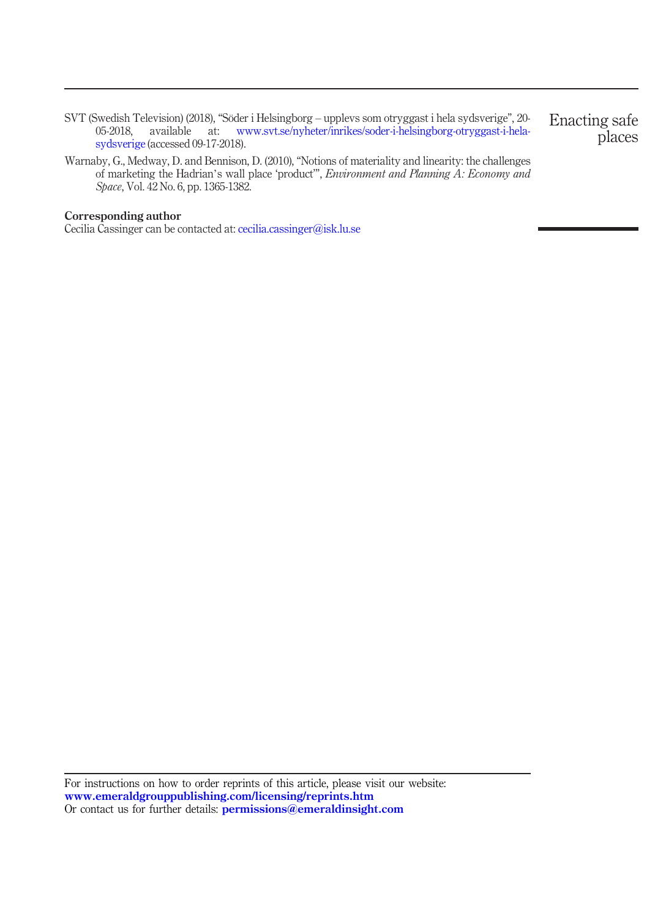SVT (Swedish Television) (2018), "Söder i Helsingborg – upplevs som otryggast i hela sydsverige", 20-05-2018, available at: www.svt.se/nyheter/inrikes/soder-i-helsingborg-otryggast-i-hela-sydsverige (accessed 09-17-2018).

Warnaby, G., Medway, D. and Bennison, D. (2010), "Notions of materiality and linearity: the challenges of marketing the Hadrian's wall place 'product'", *Environment and Planning A: Economy and Space*, Vol. 42 No. 6, pp. 1365-1382.

**Corresponding author**

Cecilia Cassinger can be contacted at: cecilia.cassinger@isk.lu.se

For instructions on how to order reprints of this article, please visit our website:
**www.emeraldgrouppublishing.com/licensing/reprints.htm**
Or contact us for further details: **permissions@emeraldinsight.com**